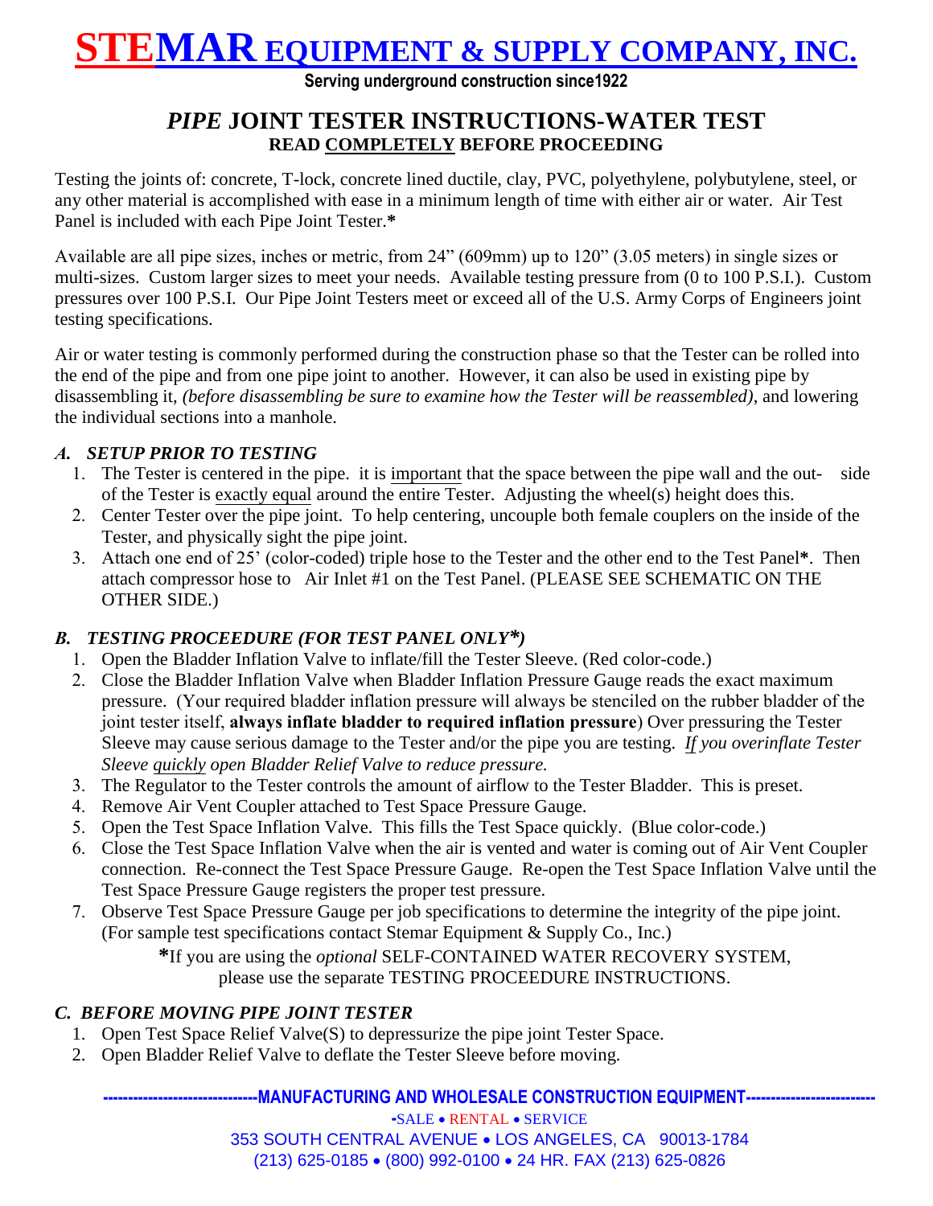# STEMAR EQUIPMENT & SUPPLY COMPANY, INC.

**Serving underground construction since1922**

## *PIPE* JOINT TESTER INSTRUCTIONS-WATER TEST

**READ COMPLETELY BEFORE PROCEEDING**

Testing the joints of: concrete, T-lock, concrete lined ductile, clay, PVC, polyethylene, polybutylene, steel, or any other material is accomplished with ease in a minimum length of time with either air or water. Air Test Panel is included with each Pipe Joint Tester.**\***

Available are all pipe sizes, inches or metric, from 24" (609mm) up to 120" (3.05 meters) in single sizes or multi-sizes. Custom larger sizes to meet your needs. Available testing pressure from (0 to 100 P.S.I.). Custom pressures over 100 P.S.I. Our Pipe Joint Testers meet or exceed all of the U.S. Army Corps of Engineers joint testing specifications.

Air or water testing is commonly performed during the construction phase so that the Tester can be rolled into the end of the pipe and from one pipe joint to another. However, it can also be used in existing pipe by disassembling it, *(before disassembling be sure to examine how the Tester will be reassembled)*, and lowering the individual sections into a manhole.

### *A. SETUP PRIOR TO TESTING*

1. The Tester is centered in the pipe. it is important that the space between the pipe wall and the out- side of the Tester is exactly equal around the entire Tester. Adjusting the wheel(s) height does this.
2. Center Tester over the pipe joint. To help centering, uncouple both female couplers on the inside of the Tester, and physically sight the pipe joint.
3. Attach one end of 25' (color-coded) triple hose to the Tester and the other end to the Test Panel**\***. Then attach compressor hose to Air Inlet #1 on the Test Panel. (PLEASE SEE SCHEMATIC ON THE OTHER SIDE.)

### *B. TESTING PROCEEDURE (FOR TEST PANEL ONLY\*)*

1. Open the Bladder Inflation Valve to inflate/fill the Tester Sleeve. (Red color-code.)
2. Close the Bladder Inflation Valve when Bladder Inflation Pressure Gauge reads the exact maximum pressure. (Your required bladder inflation pressure will always be stenciled on the rubber bladder of the joint tester itself, **always inflate bladder to required inflation pressure**) Over pressuring the Tester Sleeve may cause serious damage to the Tester and/or the pipe you are testing. *If you overinflate Tester Sleeve quickly open Bladder Relief Valve to reduce pressure.*
3. The Regulator to the Tester controls the amount of airflow to the Tester Bladder. This is preset.
4. Remove Air Vent Coupler attached to Test Space Pressure Gauge.
5. Open the Test Space Inflation Valve. This fills the Test Space quickly. (Blue color-code.)
6. Close the Test Space Inflation Valve when the air is vented and water is coming out of Air Vent Coupler connection. Re-connect the Test Space Pressure Gauge. Re-open the Test Space Inflation Valve until the Test Space Pressure Gauge registers the proper test pressure.
7. Observe Test Space Pressure Gauge per job specifications to determine the integrity of the pipe joint. (For sample test specifications contact Stemar Equipment & Supply Co., Inc.)

**\***If you are using the *optional* SELF-CONTAINED WATER RECOVERY SYSTEM, please use the separate TESTING PROCEEDURE INSTRUCTIONS.

### *C. BEFORE MOVING PIPE JOINT TESTER*

1. Open Test Space Relief Valve(S) to depressurize the pipe joint Tester Space.
2. Open Bladder Relief Valve to deflate the Tester Sleeve before moving.

**------------------------------MANUFACTURING AND WHOLESALE CONSTRUCTION EQUIPMENT-------------------------**

-SALE • RENTAL • SERVICE

353 SOUTH CENTRAL AVENUE • LOS ANGELES, CA 90013-1784

(213) 625-0185 • (800) 992-0100 • 24 HR. FAX (213) 625-0826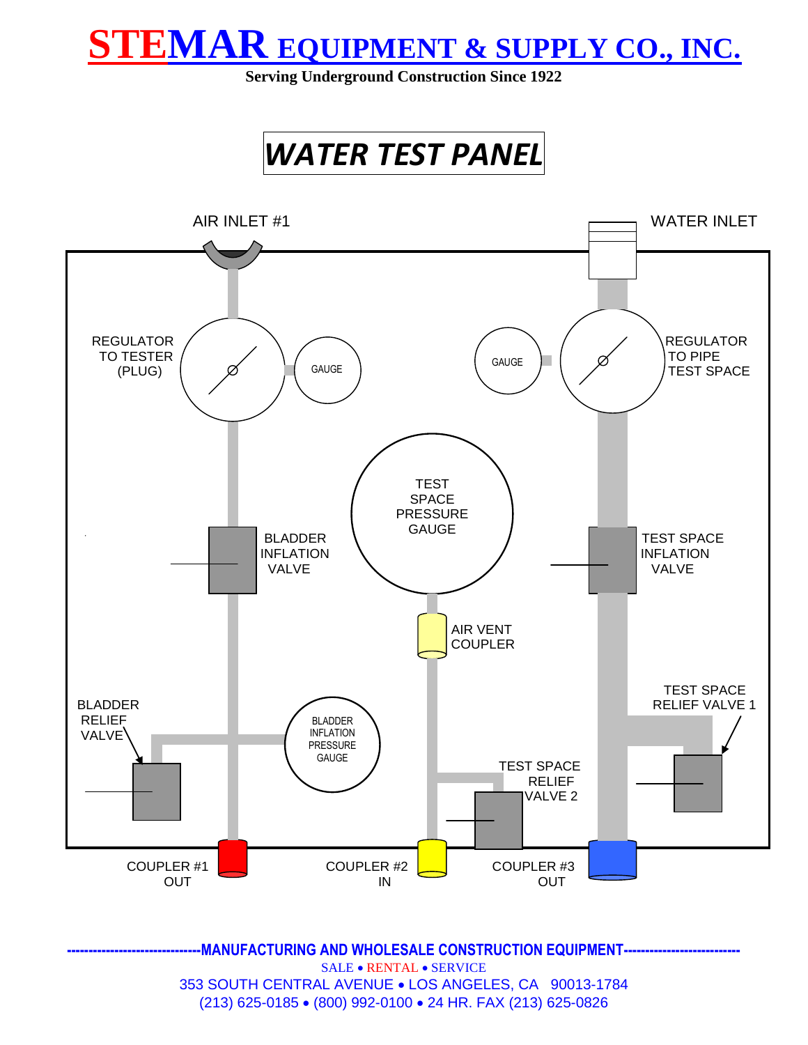# STEMAR EQUIPMENT & SUPPLY CO., INC.

**Serving Underground Construction Since 1922**

## *WATER TEST PANEL*

AIR INLET #1

WATER INLET

REGULATOR TO TESTER (PLUG)

GAUGE

GAUGE

REGULATOR TO PIPE TEST SPACE

TEST SPACE PRESSURE GAUGE

BLADDER INFLATION VALVE

TEST SPACE INFLATION VALVE

AIR VENT COUPLER

BLADDER RELIEF VALVE

BLADDER INFLATION PRESSURE GAUGE

TEST SPACE RELIEF VALVE 1

TEST SPACE RELIEF VALVE 2

COUPLER #1 OUT

COUPLER #2 IN

COUPLER #3 OUT

**-------------------------------MANUFACTURING AND WHOLESALE CONSTRUCTION EQUIPMENT---------------------------**

SALE • RENTAL • SERVICE

353 SOUTH CENTRAL AVENUE • LOS ANGELES, CA 90013-1784

(213) 625-0185 • (800) 992-0100 • 24 HR. FAX (213) 625-0826